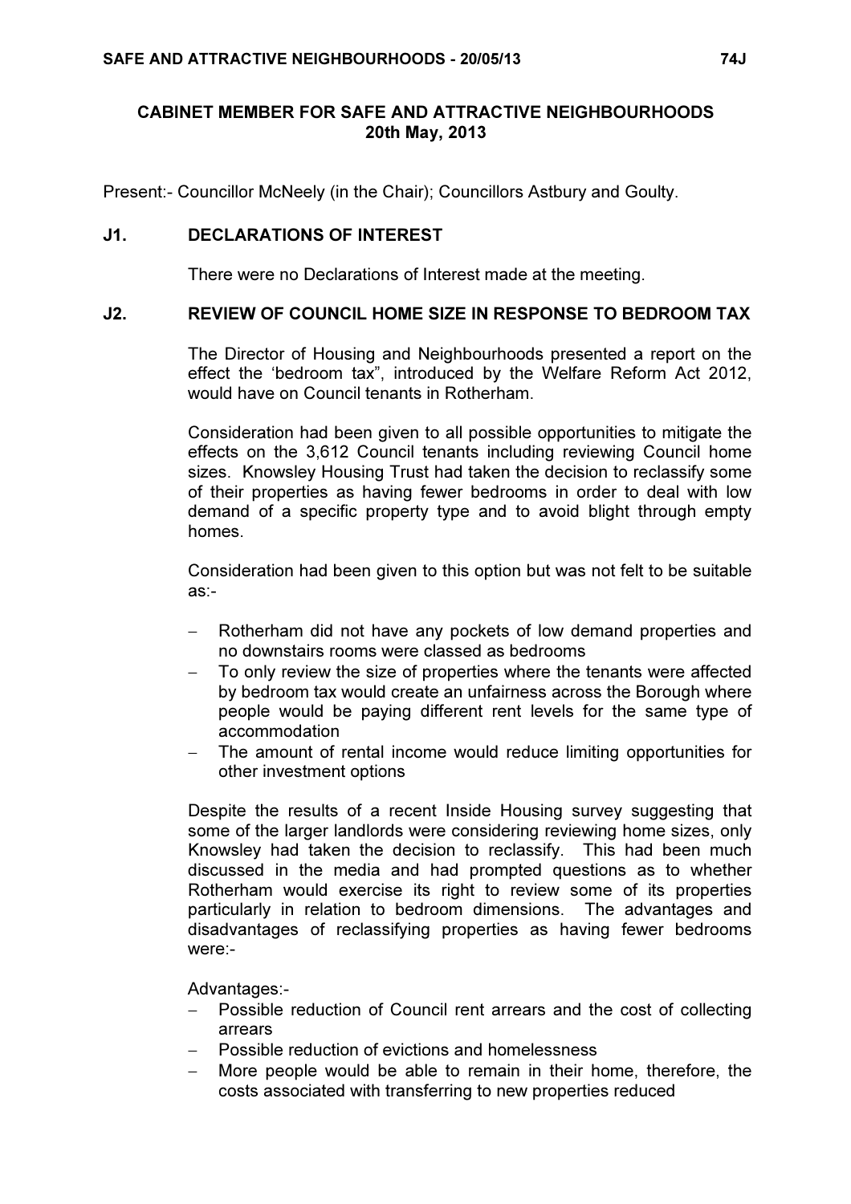## CABINET MEMBER FOR SAFE AND ATTRACTIVE NEIGHBOURHOODS
## 20th May, 2013

Present:- Councillor McNeely (in the Chair); Councillors Astbury and Goulty.

### J1. DECLARATIONS OF INTEREST

There were no Declarations of Interest made at the meeting.

### J2. REVIEW OF COUNCIL HOME SIZE IN RESPONSE TO BEDROOM TAX

The Director of Housing and Neighbourhoods presented a report on the effect the 'bedroom tax", introduced by the Welfare Reform Act 2012, would have on Council tenants in Rotherham.

Consideration had been given to all possible opportunities to mitigate the effects on the 3,612 Council tenants including reviewing Council home sizes. Knowsley Housing Trust had taken the decision to reclassify some of their properties as having fewer bedrooms in order to deal with low demand of a specific property type and to avoid blight through empty homes.

Consideration had been given to this option but was not felt to be suitable as:-

- Rotherham did not have any pockets of low demand properties and no downstairs rooms were classed as bedrooms
- To only review the size of properties where the tenants were affected by bedroom tax would create an unfairness across the Borough where people would be paying different rent levels for the same type of accommodation
- The amount of rental income would reduce limiting opportunities for other investment options

Despite the results of a recent Inside Housing survey suggesting that some of the larger landlords were considering reviewing home sizes, only Knowsley had taken the decision to reclassify. This had been much discussed in the media and had prompted questions as to whether Rotherham would exercise its right to review some of its properties particularly in relation to bedroom dimensions. The advantages and disadvantages of reclassifying properties as having fewer bedrooms were:-

Advantages:-

- Possible reduction of Council rent arrears and the cost of collecting arrears
- Possible reduction of evictions and homelessness
- More people would be able to remain in their home, therefore, the costs associated with transferring to new properties reduced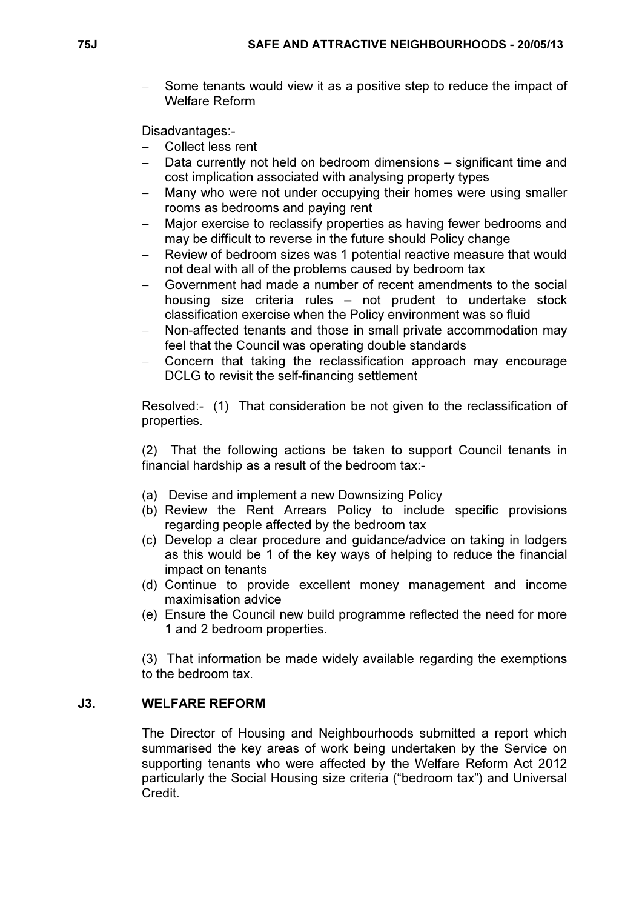- Some tenants would view it as a positive step to reduce the impact of Welfare Reform

Disadvantages:-

- Collect less rent
- Data currently not held on bedroom dimensions – significant time and cost implication associated with analysing property types
- Many who were not under occupying their homes were using smaller rooms as bedrooms and paying rent
- Major exercise to reclassify properties as having fewer bedrooms and may be difficult to reverse in the future should Policy change
- Review of bedroom sizes was 1 potential reactive measure that would not deal with all of the problems caused by bedroom tax
- Government had made a number of recent amendments to the social housing size criteria rules – not prudent to undertake stock classification exercise when the Policy environment was so fluid
- Non-affected tenants and those in small private accommodation may feel that the Council was operating double standards
- Concern that taking the reclassification approach may encourage DCLG to revisit the self-financing settlement

Resolved:- (1) That consideration be not given to the reclassification of properties.

(2) That the following actions be taken to support Council tenants in financial hardship as a result of the bedroom tax:-

(a) Devise and implement a new Downsizing Policy
(b) Review the Rent Arrears Policy to include specific provisions regarding people affected by the bedroom tax
(c) Develop a clear procedure and guidance/advice on taking in lodgers as this would be 1 of the key ways of helping to reduce the financial impact on tenants
(d) Continue to provide excellent money management and income maximisation advice
(e) Ensure the Council new build programme reflected the need for more 1 and 2 bedroom properties.

(3) That information be made widely available regarding the exemptions to the bedroom tax.

## J3. WELFARE REFORM

The Director of Housing and Neighbourhoods submitted a report which summarised the key areas of work being undertaken by the Service on supporting tenants who were affected by the Welfare Reform Act 2012 particularly the Social Housing size criteria ("bedroom tax") and Universal Credit.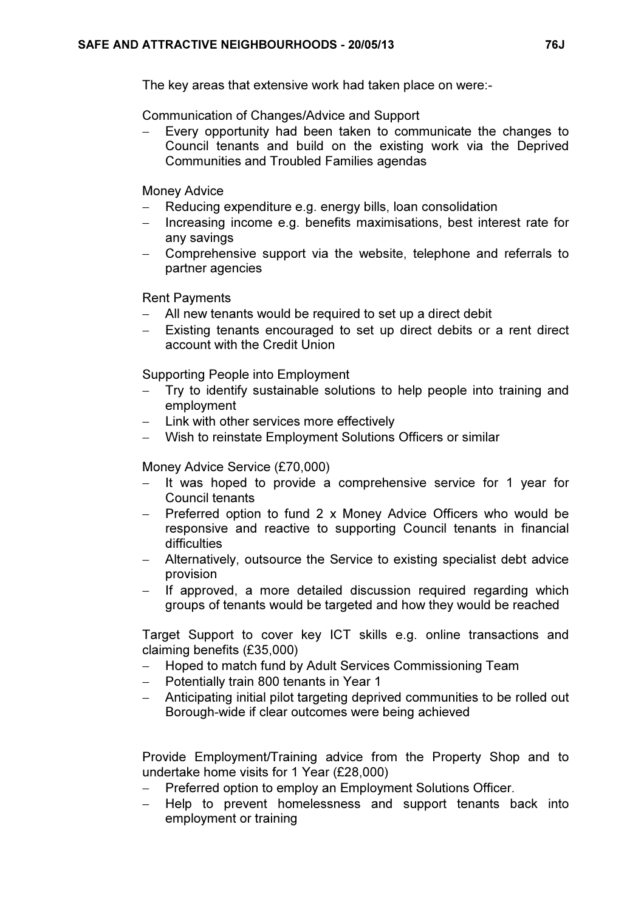The key areas that extensive work had taken place on were:-

Communication of Changes/Advice and Support

- Every opportunity had been taken to communicate the changes to Council tenants and build on the existing work via the Deprived Communities and Troubled Families agendas

Money Advice

- Reducing expenditure e.g. energy bills, loan consolidation
- Increasing income e.g. benefits maximisations, best interest rate for any savings
- Comprehensive support via the website, telephone and referrals to partner agencies

Rent Payments

- All new tenants would be required to set up a direct debit
- Existing tenants encouraged to set up direct debits or a rent direct account with the Credit Union

Supporting People into Employment

- Try to identify sustainable solutions to help people into training and employment
- Link with other services more effectively
- Wish to reinstate Employment Solutions Officers or similar

Money Advice Service (£70,000)

- It was hoped to provide a comprehensive service for 1 year for Council tenants
- Preferred option to fund 2 x Money Advice Officers who would be responsive and reactive to supporting Council tenants in financial difficulties
- Alternatively, outsource the Service to existing specialist debt advice provision
- If approved, a more detailed discussion required regarding which groups of tenants would be targeted and how they would be reached

Target Support to cover key ICT skills e.g. online transactions and claiming benefits (£35,000)

- Hoped to match fund by Adult Services Commissioning Team
- Potentially train 800 tenants in Year 1
- Anticipating initial pilot targeting deprived communities to be rolled out Borough-wide if clear outcomes were being achieved

Provide Employment/Training advice from the Property Shop and to undertake home visits for 1 Year (£28,000)

- Preferred option to employ an Employment Solutions Officer.
- Help to prevent homelessness and support tenants back into employment or training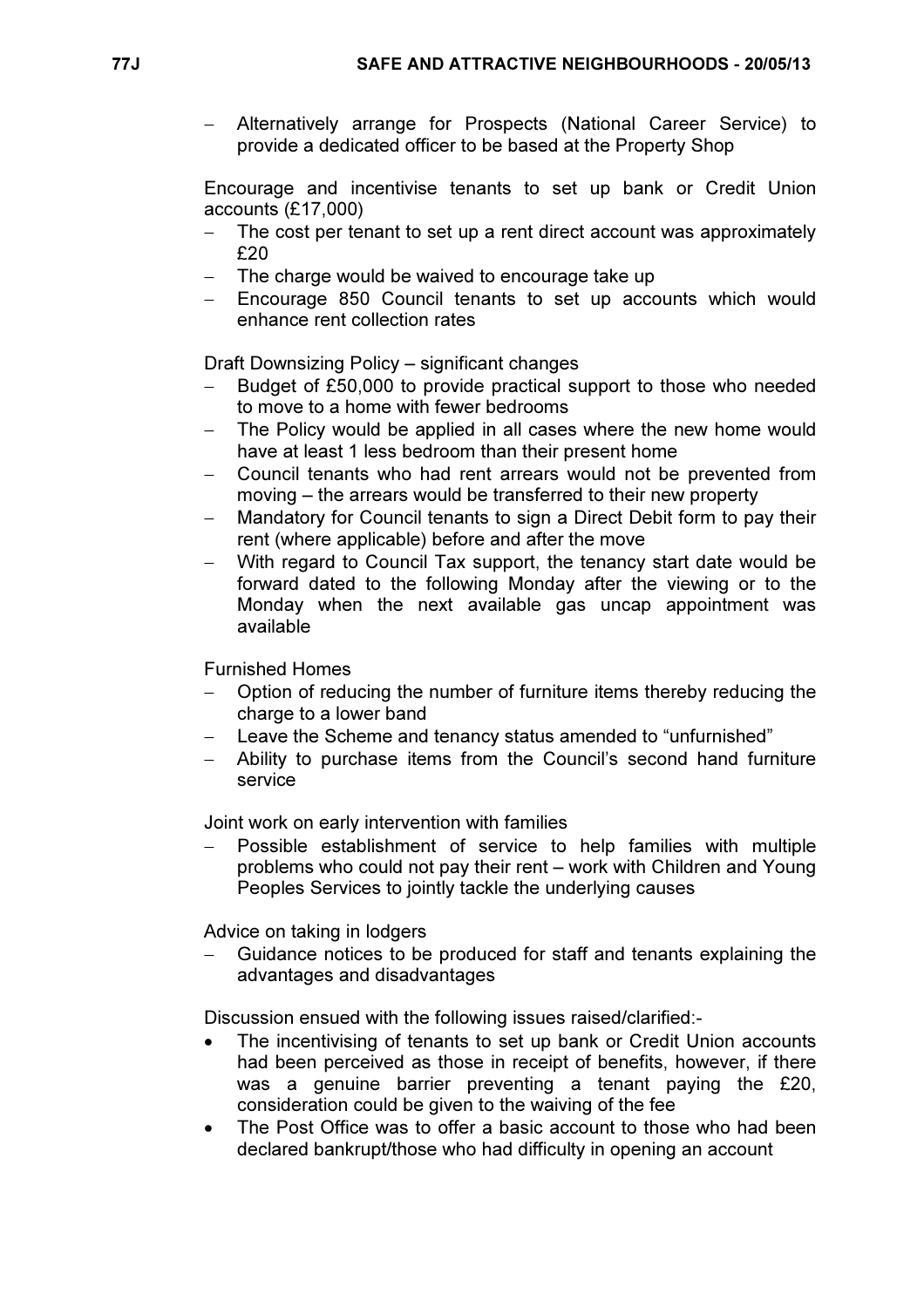- Alternatively arrange for Prospects (National Career Service) to provide a dedicated officer to be based at the Property Shop

Encourage and incentivise tenants to set up bank or Credit Union accounts (£17,000)

- The cost per tenant to set up a rent direct account was approximately £20
- The charge would be waived to encourage take up
- Encourage 850 Council tenants to set up accounts which would enhance rent collection rates

Draft Downsizing Policy – significant changes

- Budget of £50,000 to provide practical support to those who needed to move to a home with fewer bedrooms
- The Policy would be applied in all cases where the new home would have at least 1 less bedroom than their present home
- Council tenants who had rent arrears would not be prevented from moving – the arrears would be transferred to their new property
- Mandatory for Council tenants to sign a Direct Debit form to pay their rent (where applicable) before and after the move
- With regard to Council Tax support, the tenancy start date would be forward dated to the following Monday after the viewing or to the Monday when the next available gas uncap appointment was available

Furnished Homes

- Option of reducing the number of furniture items thereby reducing the charge to a lower band
- Leave the Scheme and tenancy status amended to "unfurnished"
- Ability to purchase items from the Council's second hand furniture service

Joint work on early intervention with families

- Possible establishment of service to help families with multiple problems who could not pay their rent – work with Children and Young Peoples Services to jointly tackle the underlying causes

Advice on taking in lodgers

- Guidance notices to be produced for staff and tenants explaining the advantages and disadvantages

Discussion ensued with the following issues raised/clarified:-

- The incentivising of tenants to set up bank or Credit Union accounts had been perceived as those in receipt of benefits, however, if there was a genuine barrier preventing a tenant paying the £20, consideration could be given to the waiving of the fee
- The Post Office was to offer a basic account to those who had been declared bankrupt/those who had difficulty in opening an account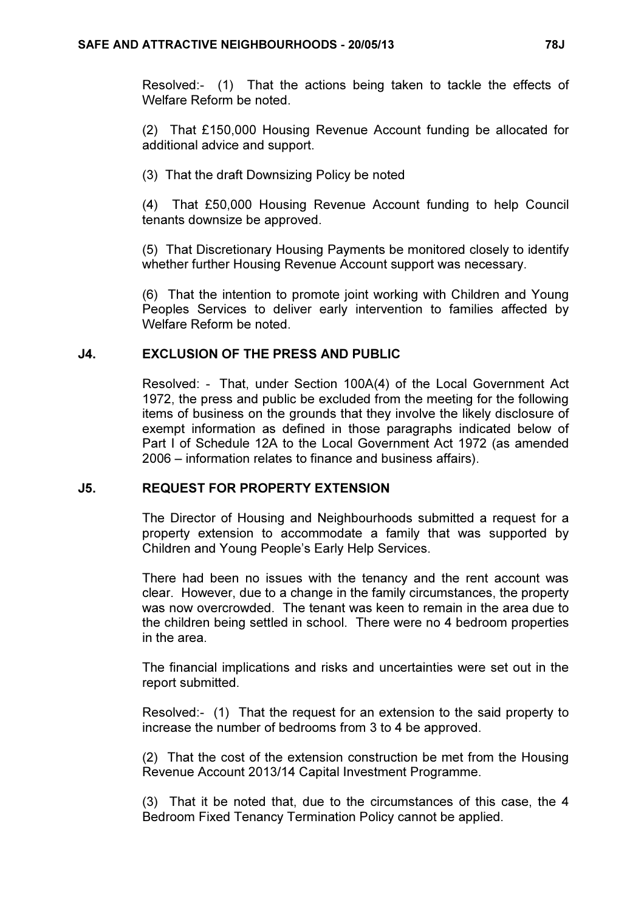Resolved:- (1) That the actions being taken to tackle the effects of Welfare Reform be noted.

(2) That £150,000 Housing Revenue Account funding be allocated for additional advice and support.

(3) That the draft Downsizing Policy be noted

(4) That £50,000 Housing Revenue Account funding to help Council tenants downsize be approved.

(5) That Discretionary Housing Payments be monitored closely to identify whether further Housing Revenue Account support was necessary.

(6) That the intention to promote joint working with Children and Young Peoples Services to deliver early intervention to families affected by Welfare Reform be noted.

## J4. EXCLUSION OF THE PRESS AND PUBLIC

Resolved: - That, under Section 100A(4) of the Local Government Act 1972, the press and public be excluded from the meeting for the following items of business on the grounds that they involve the likely disclosure of exempt information as defined in those paragraphs indicated below of Part I of Schedule 12A to the Local Government Act 1972 (as amended 2006 – information relates to finance and business affairs).

## J5. REQUEST FOR PROPERTY EXTENSION

The Director of Housing and Neighbourhoods submitted a request for a property extension to accommodate a family that was supported by Children and Young People's Early Help Services.

There had been no issues with the tenancy and the rent account was clear. However, due to a change in the family circumstances, the property was now overcrowded. The tenant was keen to remain in the area due to the children being settled in school. There were no 4 bedroom properties in the area.

The financial implications and risks and uncertainties were set out in the report submitted.

Resolved:- (1) That the request for an extension to the said property to increase the number of bedrooms from 3 to 4 be approved.

(2) That the cost of the extension construction be met from the Housing Revenue Account 2013/14 Capital Investment Programme.

(3) That it be noted that, due to the circumstances of this case, the 4 Bedroom Fixed Tenancy Termination Policy cannot be applied.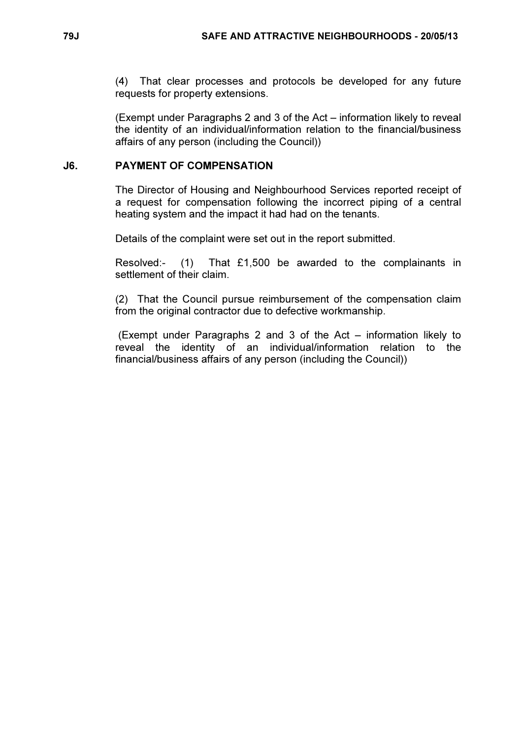(4) That clear processes and protocols be developed for any future requests for property extensions.

(Exempt under Paragraphs 2 and 3 of the Act – information likely to reveal the identity of an individual/information relation to the financial/business affairs of any person (including the Council))

## J6. PAYMENT OF COMPENSATION

The Director of Housing and Neighbourhood Services reported receipt of a request for compensation following the incorrect piping of a central heating system and the impact it had had on the tenants.

Details of the complaint were set out in the report submitted.

Resolved:- (1) That £1,500 be awarded to the complainants in settlement of their claim.

(2) That the Council pursue reimbursement of the compensation claim from the original contractor due to defective workmanship.

(Exempt under Paragraphs 2 and 3 of the Act – information likely to reveal the identity of an individual/information relation to the financial/business affairs of any person (including the Council))